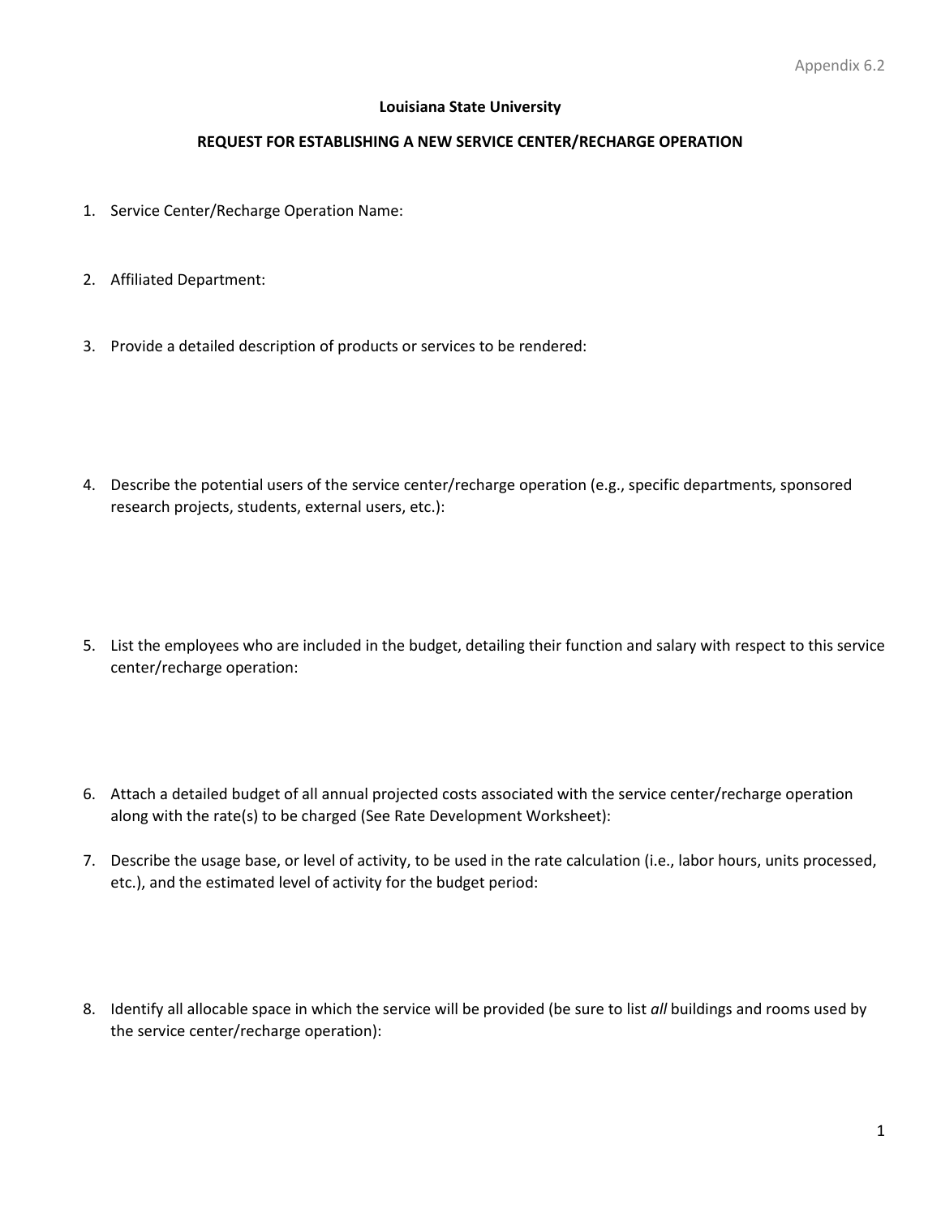Appendix 6.2

**Louisiana State University**

**REQUEST FOR ESTABLISHING A NEW SERVICE CENTER/RECHARGE OPERATION**

1. Service Center/Recharge Operation Name:

2. Affiliated Department:

3. Provide a detailed description of products or services to be rendered:

4. Describe the potential users of the service center/recharge operation (e.g., specific departments, sponsored research projects, students, external users, etc.):

5. List the employees who are included in the budget, detailing their function and salary with respect to this service center/recharge operation:

6. Attach a detailed budget of all annual projected costs associated with the service center/recharge operation along with the rate(s) to be charged (See Rate Development Worksheet):

7. Describe the usage base, or level of activity, to be used in the rate calculation (i.e., labor hours, units processed, etc.), and the estimated level of activity for the budget period:

8. Identify all allocable space in which the service will be provided (be sure to list *all* buildings and rooms used by the service center/recharge operation):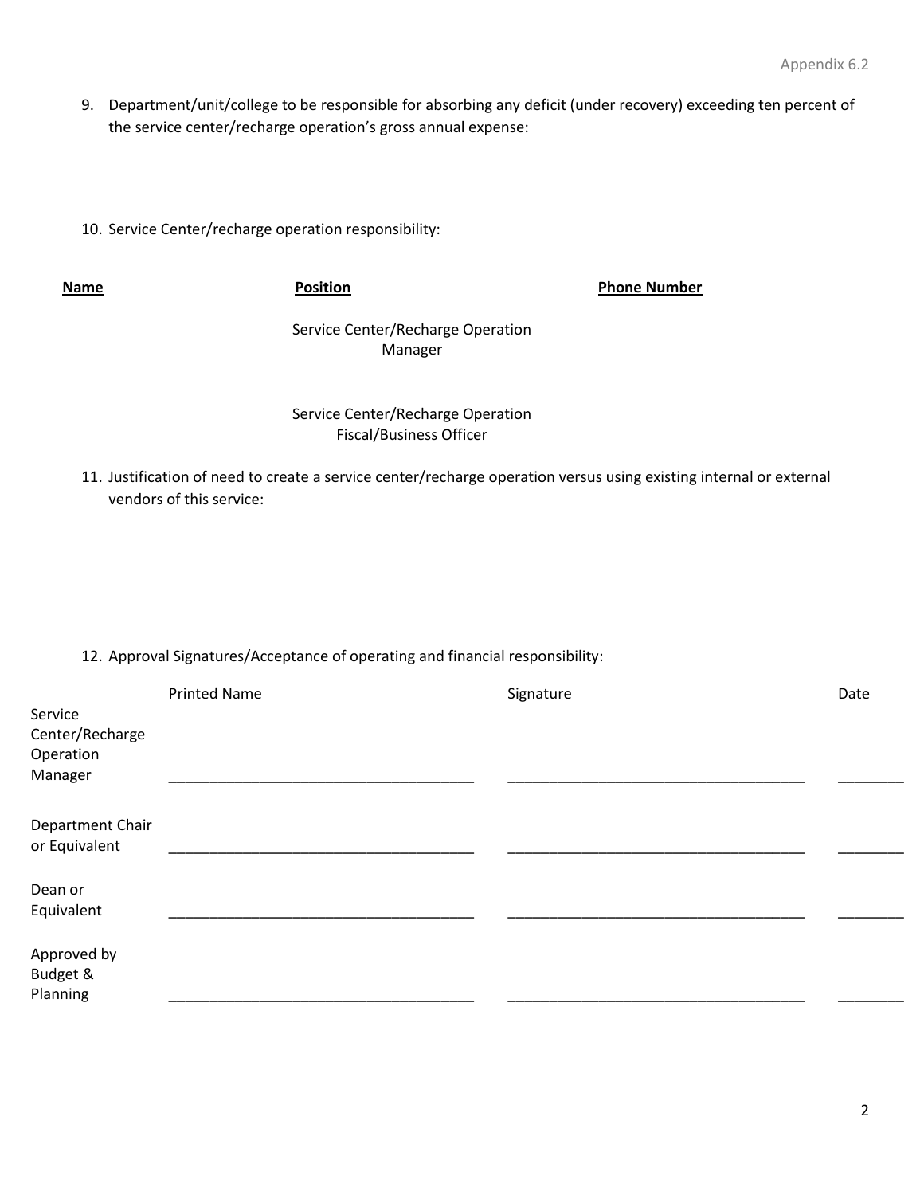9. Department/unit/college to be responsible for absorbing any deficit (under recovery) exceeding ten percent of the service center/recharge operation's gross annual expense:

10. Service Center/recharge operation responsibility:

| **Name** | **Position** | **Phone Number** |
|---|---|---|
| | Service Center/Recharge Operation Manager | |
| | Service Center/Recharge Operation Fiscal/Business Officer | |

11. Justification of need to create a service center/recharge operation versus using existing internal or external vendors of this service:

12. Approval Signatures/Acceptance of operating and financial responsibility:

| | Printed Name | Signature | Date |
|---|---|---|---|
| Service Center/Recharge Operation Manager | ____________________________________ | ____________________________________ | ________ |
| Department Chair or Equivalent | ____________________________________ | ____________________________________ | ________ |
| Dean or Equivalent | ____________________________________ | ____________________________________ | ________ |
| Approved by Budget & Planning | ____________________________________ | ____________________________________ | ________ |